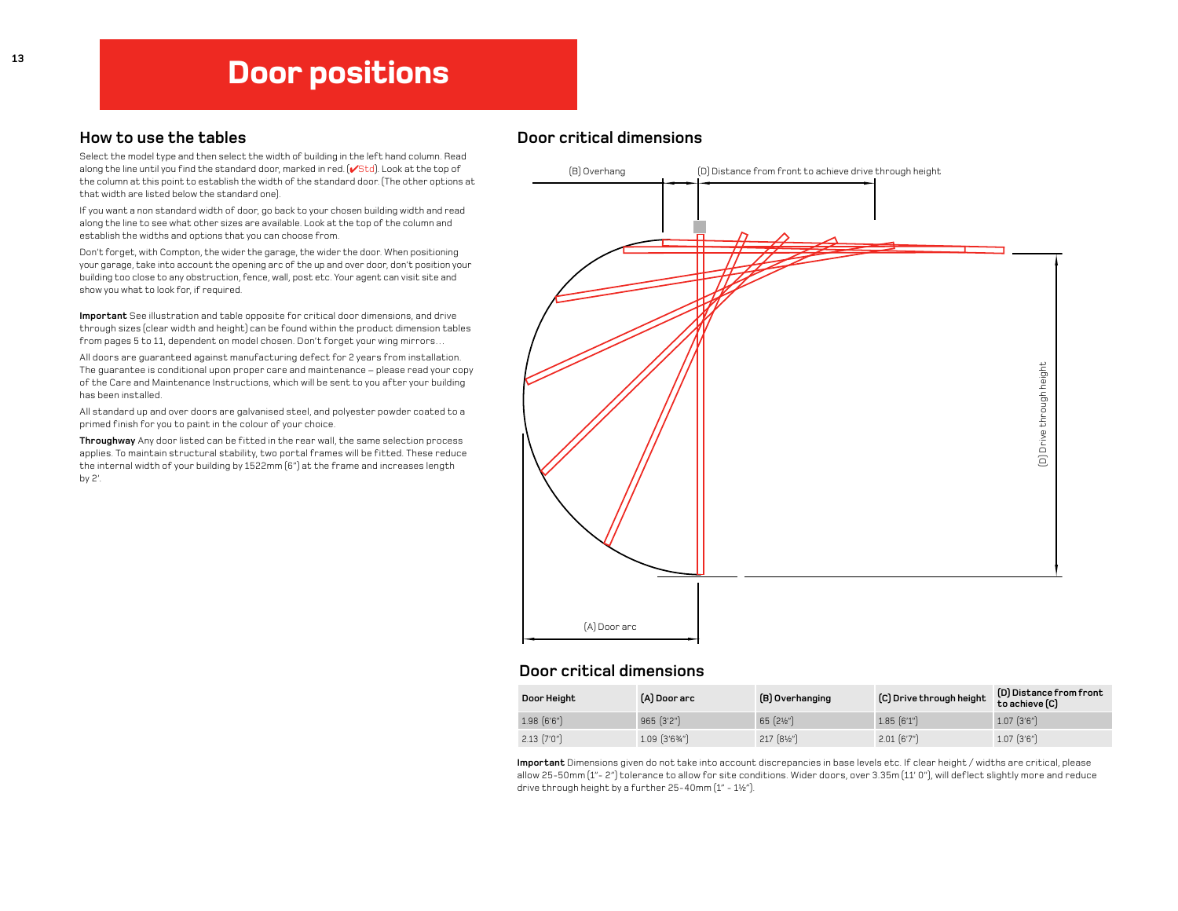# Door positions

## How to use the tables

Select the model type and then select the width of building in the left hand column. Read along the line until you find the standard door, marked in red. (✔Std). Look at the top of the column at this point to establish the width of the standard door. (The other options at that width are listed below the standard one).

If you want a non standard width of door, go back to your chosen building width and read along the line to see what other sizes are available. Look at the top of the column and establish the widths and options that you can choose from.

Don't forget, with Compton, the wider the garage, the wider the door. When positioning your garage, take into account the opening arc of the up and over door, don't position your building too close to any obstruction, fence, wall, post etc. Your agent can visit site and show you what to look for, if required.

**Important** See illustration and table opposite for critical door dimensions, and drive through sizes (clear width and height) can be found within the product dimension tables from pages 5 to 11, dependent on model chosen. Don't forget your wing mirrors…

All doors are guaranteed against manufacturing defect for 2 years from installation. The guarantee is conditional upon proper care and maintenance – please read your copy of the Care and Maintenance Instructions, which will be sent to you after your building has been installed.

All standard up and over doors are galvanised steel, and polyester powder coated to a primed finish for you to paint in the colour of your choice.

**Throughway** Any door listed can be fitted in the rear wall, the same selection process applies. To maintain structural stability, two portal frames will be fitted. These reduce the internal width of your building by 1522mm (6") at the frame and increases length by 2'.

## Door critical dimensions

(B) Overhang

(D) Distance from front to achieve drive through height

(D) Drive through height

(A) Door arc

## Door critical dimensions

| Door Height | (A) Door arc | (B) Overhanging | (C) Drive through height | (D) Distance from front to achieve (C) |
|---|---|---|---|---|
| 1.98 (6'6") | 965 (3'2") | 65 (2½") | 1.85 (6'1") | 1.07 (3'6") |
| 2.13 (7'0") | 1.09 (3'6¾") | 217 (8½") | 2.01 (6'7") | 1.07 (3'6") |

**Important** Dimensions given do not take into account discrepancies in base levels etc. If clear height / widths are critical, please allow 25-50mm (1"- 2") tolerance to allow for site conditions. Wider doors, over 3.35m (11' 0"), will deflect slightly more and reduce drive through height by a further 25-40mm (1" - 1½").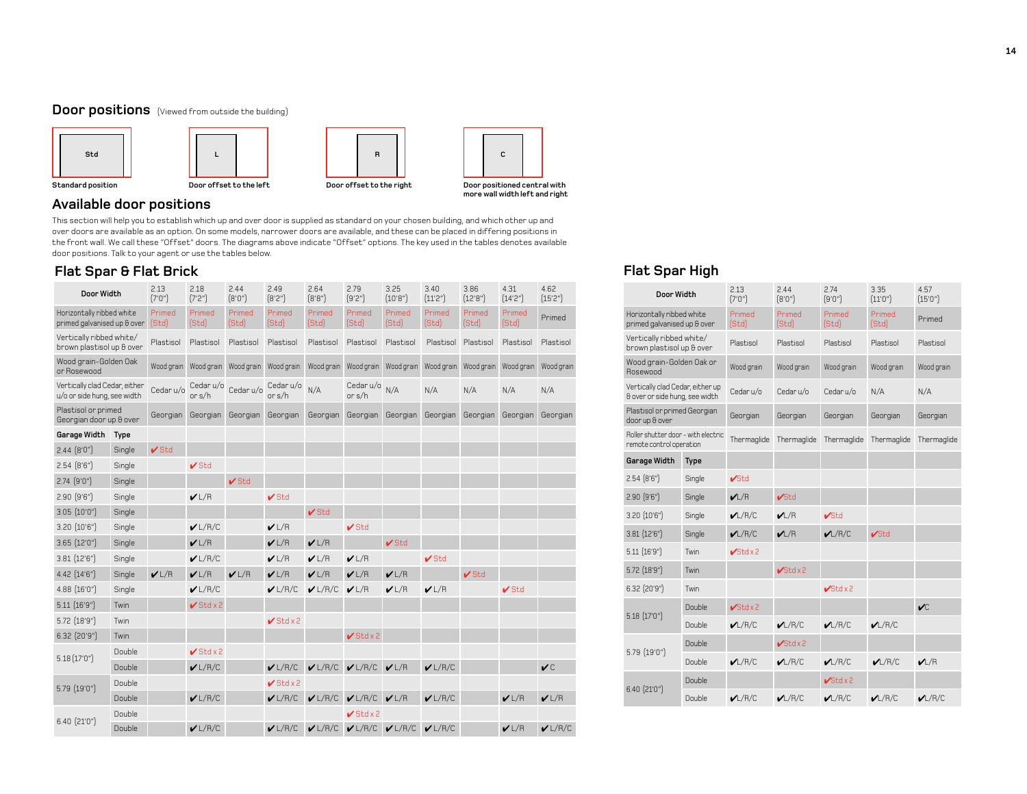## Door positions (Viewed from outside the building)

| Std | L | R | C |
|---|---|---|---|
| Standard position | Door offset to the left | Door offset to the right | Door positioned central with more wall width left and right |

## Available door positions

This section will help you to establish which up and over door is supplied as standard on your chosen building, and which other up and over doors are available as an option. On some models, narrower doors are available, and these can be placed in differing positions in the front wall. We call these "Offset" doors. The diagrams above indicate "Offset" options. The key used in the tables denotes available door positions. Talk to your agent or use the tables below.

### Flat Spar & Flat Brick

| Door Width | | 2.13 (7'0") | 2.18 (7'2") | 2.44 (8'0") | 2.49 (8'2") | 2.64 (8'8") | 2.79 (9'2") | 3.25 (10'8") | 3.40 (11'2") | 3.86 (12'8") | 4.31 (14'2") | 4.62 (15'2") |
|---|---|---|---|---|---|---|---|---|---|---|---|---|
| Horizontally ribbed white primed galvanised up & over | | Primed (Std) | Primed (Std) | Primed (Std) | Primed (Std) | Primed (Std) | Primed (Std) | Primed (Std) | Primed (Std) | Primed (Std) | Primed (Std) | Primed |
| Vertically ribbed white/ brown plastisol up & over | | Plastisol | Plastisol | Plastisol | Plastisol | Plastisol | Plastisol | Plastisol | Plastisol | Plastisol | Plastisol | Plastisol |
| Wood grain-Golden Oak or Rosewood | | Wood grain | Wood grain | Wood grain | Wood grain | Wood grain | Wood grain | Wood grain | Wood grain | Wood grain | Wood grain | Wood grain |
| Vertically clad Cedar, either u/o or side hung, see width | | Cedar u/o | Cedar u/o or s/h | Cedar u/o | Cedar u/o or s/h | N/A | Cedar u/o or s/h | N/A | N/A | N/A | N/A | N/A |
| Plastisol or primed Georgian door up & over | | Georgian | Georgian | Georgian | Georgian | Georgian | Georgian | Georgian | Georgian | Georgian | Georgian | Georgian |
| **Garage Width** | **Type** | | | | | | | | | | | |
| 2.44 (8'0") | Single | ✔ Std | | | | | | | | | | |
| 2.54 (8'6") | Single | | ✔ Std | | | | | | | | | |
| 2.74 (9'0") | Single | | | ✔ Std | | | | | | | | |
| 2.90 (9'6") | Single | | ✔ L/R | | ✔ Std | | | | | | | |
| 3.05 (10'0") | Single | | | | | ✔ Std | | | | | | |
| 3.20 (10'6") | Single | | ✔ L/R/C | | ✔ L/R | | ✔ Std | | | | | |
| 3.65 (12'0") | Single | | ✔ L/R | | ✔ L/R | ✔ L/R | | ✔ Std | | | | |
| 3.81 (12'6") | Single | | ✔ L/R/C | | ✔ L/R | ✔ L/R | ✔ L/R | | ✔ Std | | | |
| 4.42 (14'6") | Single | ✔ L/R | ✔ L/R | ✔ L/R | ✔ L/R | ✔ L/R | ✔ L/R | ✔ L/R | | ✔ Std | | |
| 4.88 (16'0") | Single | | ✔ L/R/C | | ✔ L/R/C | ✔ L/R/C | ✔ L/R | ✔ L/R | ✔ L/R | | ✔ Std | |
| 5.11 (16'9") | Twin | | ✔ Std x 2 | | | | | | | | | |
| 5.72 (18'9") | Twin | | | | ✔ Std x 2 | | | | | | | |
| 6.32 (20'9") | Twin | | | | | | ✔ Std x 2 | | | | | |
| 5.18 (17'0") | Double | | ✔ Std x 2 | | | | | | | | | |
| | Double | | ✔ L/R/C | | ✔ L/R/C | ✔ L/R/C | ✔ L/R/C | ✔ L/R | ✔ L/R/C | | | ✔ C |
| 5.79 (19'0") | Double | | | | ✔ Std x 2 | | | | | | | |
| | Double | | ✔ L/R/C | | ✔ L/R/C | ✔ L/R/C | ✔ L/R/C | ✔ L/R | ✔ L/R/C | | ✔ L/R | ✔ L/R |
| 6.40 (21'0") | Double | | | | | | ✔ Std x 2 | | | | | |
| | Double | | ✔ L/R/C | | ✔ L/R/C | ✔ L/R/C | ✔ L/R/C | ✔ L/R/C | ✔ L/R/C | | ✔ L/R | ✔ L/R/C |

### Flat Spar High

| Door Width | | 2.13 (7'0") | 2.44 (8'0") | 2.74 (9'0") | 3.35 (11'0") | 4.57 (15'0") |
|---|---|---|---|---|---|---|
| Horizontally ribbed white primed galvanised up & over | | Primed (Std) | Primed (Std) | Primed (Std) | Primed (Std) | Primed |
| Vertically ribbed white/ brown plastisol up & over | | Plastisol | Plastisol | Plastisol | Plastisol | Plastisol |
| Wood grain-Golden Oak or Rosewood | | Wood grain | Wood grain | Wood grain | Wood grain | Wood grain |
| Vertically clad Cedar, either up & over or side hung, see width | | Cedar u/o | Cedar u/o | Cedar u/o | N/A | N/A |
| Plastisol or primed Georgian door up & over | | Georgian | Georgian | Georgian | Georgian | Georgian |
| Roller shutter door - with electric remote control operation | | Thermaglide | Thermaglide | Thermaglide | Thermaglide | Thermaglide |
| **Garage Width** | **Type** | | | | | |
| 2.54 (8'6") | Single | ✔ Std | | | | |
| 2.90 (9'6") | Single | ✔ L/R | ✔ Std | | | |
| 3.20 (10'6") | Single | ✔ L/R/C | ✔ L/R | ✔ Std | | |
| 3.81 (12'6") | Single | ✔ L/R/C | ✔ L/R | ✔ L/R/C | ✔ Std | |
| 5.11 (16'9") | Twin | ✔ Std x 2 | | | | |
| 5.72 (18'9") | Twin | | ✔ Std x 2 | | | |
| 6.32 (20'9") | Twin | | | ✔ Std x 2 | | |
| 5.18 (17'0") | Double | ✔ Std x 2 | | | | ✔ C |
| | Double | ✔ L/R/C | ✔ L/R/C | ✔ L/R/C | ✔ L/R/C | |
| 5.79 (19'0") | Double | | ✔ Std x 2 | | | |
| | Double | ✔ L/R/C | ✔ L/R/C | ✔ L/R/C | ✔ L/R/C | ✔ L/R |
| 6.40 (21'0") | Double | | | ✔ Std x 2 | | |
| | Double | ✔ L/R/C | ✔ L/R/C | ✔ L/R/C | ✔ L/R/C | ✔ L/R/C |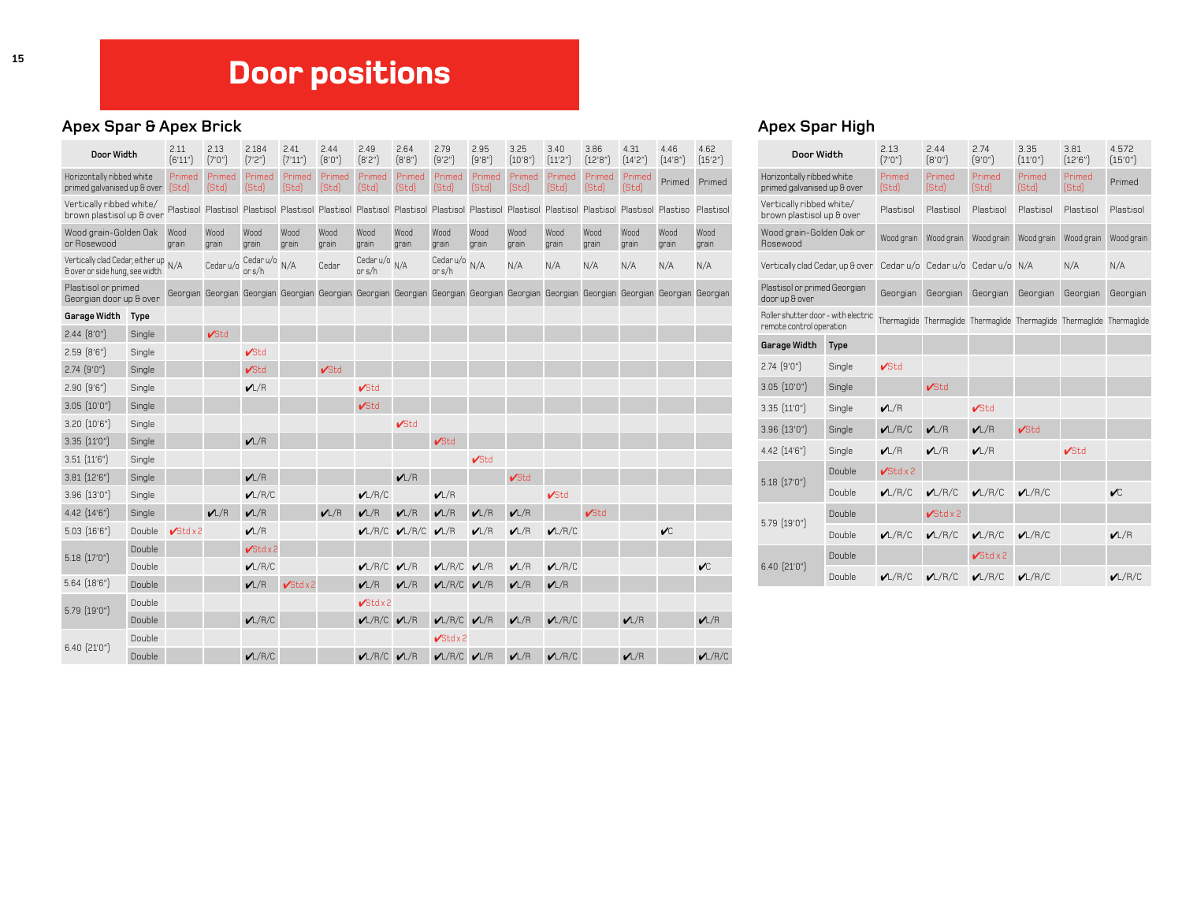# Door positions

## Apex Spar & Apex Brick

| Door Width | | 2.11 (6'11") | 2.13 (7'0") | 2.184 (7'2") | 2.41 (7'11") | 2.44 (8'0") | 2.49 (8'2") | 2.64 (8'8") | 2.79 (9'2") | 2.95 (9'8") | 3.25 (10'8") | 3.40 (11'2") | 3.86 (12'8") | 4.31 (14'2") | 4.46 (14'8") | 4.62 (15'2") |
|---|---|---|---|---|---|---|---|---|---|---|---|---|---|---|---|---|
| Horizontally ribbed white primed galvanised up & over | | Primed (Std) | Primed (Std) | Primed (Std) | Primed (Std) | Primed (Std) | Primed (Std) | Primed (Std) | Primed (Std) | Primed (Std) | Primed (Std) | Primed (Std) | Primed (Std) | Primed (Std) | Primed | Primed |
| Vertically ribbed white/ brown plastisol up & over | | Plastisol | Plastisol | Plastisol | Plastisol | Plastisol | Plastisol | Plastisol | Plastisol | Plastisol | Plastisol | Plastisol | Plastisol | Plastisol | Plastiso | Plastisol |
| Wood grain-Golden Oak or Rosewood | | Wood grain | Wood grain | Wood grain | Wood grain | Wood grain | Wood grain | Wood grain | Wood grain | Wood grain | Wood grain | Wood grain | Wood grain | Wood grain | Wood grain | Wood grain |
| Vertically clad Cedar, either up & over or side hung, see width | | N/A | Cedar u/o | Cedar u/o or s/h | N/A | Cedar | Cedar u/o or s/h | N/A | Cedar u/o or s/h | N/A | N/A | N/A | N/A | N/A | N/A | N/A |
| Plastisol or primed Georgian door up & over | | Georgian | Georgian | Georgian | Georgian | Georgian | Georgian | Georgian | Georgian | Georgian | Georgian | Georgian | Georgian | Georgian | Georgian | Georgian |
| **Garage Width** | **Type** | | | | | | | | | | | | | | | |
| 2.44 (8'0") | Single | | ✔Std | | | | | | | | | | | | | |
| 2.59 (8'6") | Single | | | ✔Std | | | | | | | | | | | | |
| 2.74 (9'0") | Single | | | ✔Std | | ✔Std | | | | | | | | | | |
| 2.90 (9'6") | Single | | | ✔L/R | | | ✔Std | | | | | | | | | |
| 3.05 (10'0") | Single | | | | | | ✔Std | | | | | | | | | |
| 3.20 (10'6") | Single | | | | | | | ✔Std | | | | | | | | |
| 3.35 (11'0") | Single | | | ✔L/R | | | | | ✔Std | | | | | | | |
| 3.51 (11'6") | Single | | | | | | | | | ✔Std | | | | | | |
| 3.81 (12'6") | Single | | | ✔L/R | | | | ✔L/R | | | ✔Std | | | | | |
| 3.96 (13'0") | Single | | | ✔L/R/C | | | ✔L/R/C | | ✔L/R | | | ✔Std | | | | |
| 4.42 (14'6") | Single | | ✔L/R | ✔L/R | | ✔L/R | ✔L/R | ✔L/R | ✔L/R | ✔L/R | ✔L/R | | ✔Std | | | |
| 5.03 (16'6") | Double | ✔Std x 2 | | ✔L/R | | | ✔L/R/C | ✔L/R/C | ✔L/R | ✔L/R | ✔L/R | ✔L/R/C | | | ✔C | |
| 5.18 (17'0") | Double | | | ✔Std x 2 | | | | | | | | | | | | |
| | Double | | | ✔L/R/C | | | ✔L/R/C | ✔L/R | ✔L/R/C | ✔L/R | ✔L/R | ✔L/R/C | | | | ✔C |
| 5.64 (18'6") | Double | | | ✔L/R | ✔Std x 2 | | ✔L/R | ✔L/R | ✔L/R/C | ✔L/R | ✔L/R | ✔L/R | | | | |
| 5.79 (19'0") | Double | | | | | | ✔Std x 2 | | | | | | | | | |
| | Double | | | ✔L/R/C | | | ✔L/R/C | ✔L/R | ✔L/R/C | ✔L/R | ✔L/R | ✔L/R/C | | ✔L/R | | ✔L/R |
| 6.40 (21'0") | Double | | | | | | | | ✔Std x 2 | | | | | | | |
| | Double | | | ✔L/R/C | | | ✔L/R/C | ✔L/R | ✔L/R/C | ✔L/R | ✔L/R | ✔L/R/C | | ✔L/R | | ✔L/R/C |

## Apex Spar High

| Door Width | | 2.13 (7'0") | 2.44 (8'0") | 2.74 (9'0") | 3.35 (11'0") | 3.81 (12'6") | 4.572 (15'0") |
|---|---|---|---|---|---|---|---|
| Horizontally ribbed white primed galvanised up & over | | Primed (Std) | Primed (Std) | Primed (Std) | Primed (Std) | Primed (Std) | Primed |
| Vertically ribbed white/ brown plastisol up & over | | Plastisol | Plastisol | Plastisol | Plastisol | Plastisol | Plastisol |
| Wood grain-Golden Oak or Rosewood | | Wood grain | Wood grain | Wood grain | Wood grain | Wood grain | Wood grain |
| Vertically clad Cedar, up & over | | Cedar u/o | Cedar u/o | Cedar u/o | N/A | N/A | N/A |
| Plastisol or primed Georgian door up & over | | Georgian | Georgian | Georgian | Georgian | Georgian | Georgian |
| Roller shutter door - with electric remote control operation | | Thermaglide | Thermaglide | Thermaglide | Thermaglide | Thermaglide | Thermaglide |
| **Garage Width** | **Type** | | | | | | |
| 2.74 (9'0") | Single | ✔Std | | | | | |
| 3.05 (10'0") | Single | | ✔Std | | | | |
| 3.35 (11'0") | Single | ✔L/R | | ✔Std | | | |
| 3.96 (13'0") | Single | ✔L/R/C | ✔L/R | ✔L/R | ✔Std | | |
| 4.42 (14'6") | Single | ✔L/R | ✔L/R | ✔L/R | | ✔Std | |
| 5.18 (17'0") | Double | ✔Std x 2 | | | | | |
| | Double | ✔L/R/C | ✔L/R/C | ✔L/R/C | ✔L/R/C | | ✔C |
| 5.79 (19'0") | Double | | ✔Std x 2 | | | | |
| | Double | ✔L/R/C | ✔L/R/C | ✔L/R/C | ✔L/R/C | | ✔L/R |
| 6.40 (21'0") | Double | | | ✔Std x 2 | | | |
| | Double | ✔L/R/C | ✔L/R/C | ✔L/R/C | ✔L/R/C | | ✔L/R/C |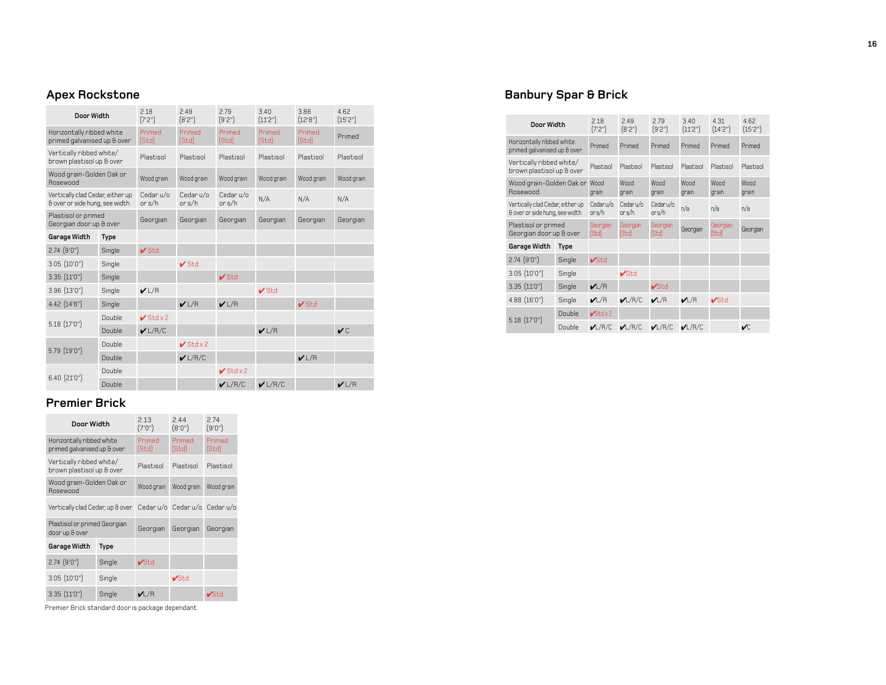## Apex Rockstone

| Door Width | | 2.18 (7'2") | 2.49 (8'2") | 2.79 (9'2") | 3.40 (11'2") | 3.86 (12'8") | 4.62 (15'2") |
|---|---|---|---|---|---|---|---|
| Horizontally ribbed white primed galvanised up & over | | Primed (Std) | Primed (Std) | Primed (Std) | Primed (Std) | Primed (Std) | Primed |
| Vertically ribbed white/ brown plastisol up & over | | Plastisol | Plastisol | Plastisol | Plastisol | Plastisol | Plastisol |
| Wood grain-Golden Oak or Rosewood | | Wood grain | Wood grain | Wood grain | Wood grain | Wood grain | Wood grain |
| Vertically clad Cedar, either up & over or side hung, see width | | Cedar u/o or s/h | Cedar u/o or s/h | Cedar u/o or s/h | N/A | N/A | N/A |
| Plastisol or primed Georgian door up & over | | Georgian | Georgian | Georgian | Georgian | Georgian | Georgian |
| **Garage Width** | **Type** | | | | | | |
| 2.74 (9'0") | Single | ✔ Std | | | | | |
| 3.05 (10'0") | Single | | ✔ Std | | | | |
| 3.35 (11'0") | Single | | | ✔ Std | | | |
| 3.96 (13'0") | Single | ✔ L/R | | | ✔ Std | | |
| 4.42 (14'6") | Single | | ✔ L/R | ✔ L/R | | ✔ Std | |
| 5.18 (17'0") | Double | ✔ Std x 2 | | | | | |
| | Double | ✔ L/R/C | | | ✔ L/R | | ✔ C |
| 5.79 (19'0") | Double | | ✔ Std x 2 | | | | |
| | Double | | ✔ L/R/C | | | ✔ L/R | |
| 6.40 (21'0") | Double | | | ✔ Std x 2 | | | |
| | Double | | | ✔ L/R/C | ✔ L/R/C | | ✔ L/R |

## Premier Brick

| Door Width | | 2.13 (7'0") | 2.44 (8'0") | 2.74 (9'0") |
|---|---|---|---|---|
| Horizontally ribbed white primed galvanised up & over | | Primed (Std) | Primed (Std) | Primed (Std) |
| Vertically ribbed white/ brown plastisol up & over | | Plastisol | Plastisol | Plastisol |
| Wood grain-Golden Oak or Rosewood | | Wood grain | Wood grain | Wood grain |
| Vertically clad Cedar, up & over | | Cedar u/o | Cedar u/o | Cedar u/o |
| Plastisol or primed Georgian door up & over | | Georgian | Georgian | Georgian |
| **Garage Width** | **Type** | | | |
| 2.74 (9'0") | Single | ✔Std | | |
| 3.05 (10'0") | Single | | ✔Std | |
| 3.35 (11'0") | Single | ✔L/R | | ✔Std |

Premier Brick standard door is package dependant

## Banbury Spar & Brick

| Door Width | | 2.18 (7'2") | 2.49 (8'2") | 2.79 (9'2") | 3.40 (11'2") | 4.31 (14'2") | 4.62 (15'2") |
|---|---|---|---|---|---|---|---|
| Horizontally ribbed white primed galvanised up & over | | Primed | Primed | Primed | Primed | Primed | Primed |
| Vertically ribbed white/ brown plastisol up & over | | Plastisol | Plastisol | Plastisol | Plastisol | Plastisol | Plastisol |
| Wood grain-Golden Oak or Rosewood | | Wood grain | Wood grain | Wood grain | Wood grain | Wood grain | Wood grain |
| Vertically clad Cedar, either up & over or side hung, see width | | Cedar u/o or s/h | Cedar u/o or s/h | Cedar u/o or s/h | n/a | n/a | n/a |
| Plastisol or primed Georgian door up & over | | Georgian (Std) | Georgian (Std) | Georgian (Std) | Georgian | Georgian (Std) | Georgian |
| **Garage Width** | **Type** | | | | | | |
| 2.74 (9'0") | Single | ✔Std | | | | | |
| 3.05 (10'0") | Single | | ✔Std | | | | |
| 3.35 (11'0") | Single | ✔L/R | | ✔Std | | | |
| 4.88 (16'0") | Single | ✔L/R | ✔L/R/C | ✔L/R | ✔L/R | ✔Std | |
| 5.18 (17'0") | Double | ✔Std x 2 | | | | | |
| | Double | ✔L/R/C | ✔L/R/C | ✔L/R/C | ✔L/R/C | | ✔C |